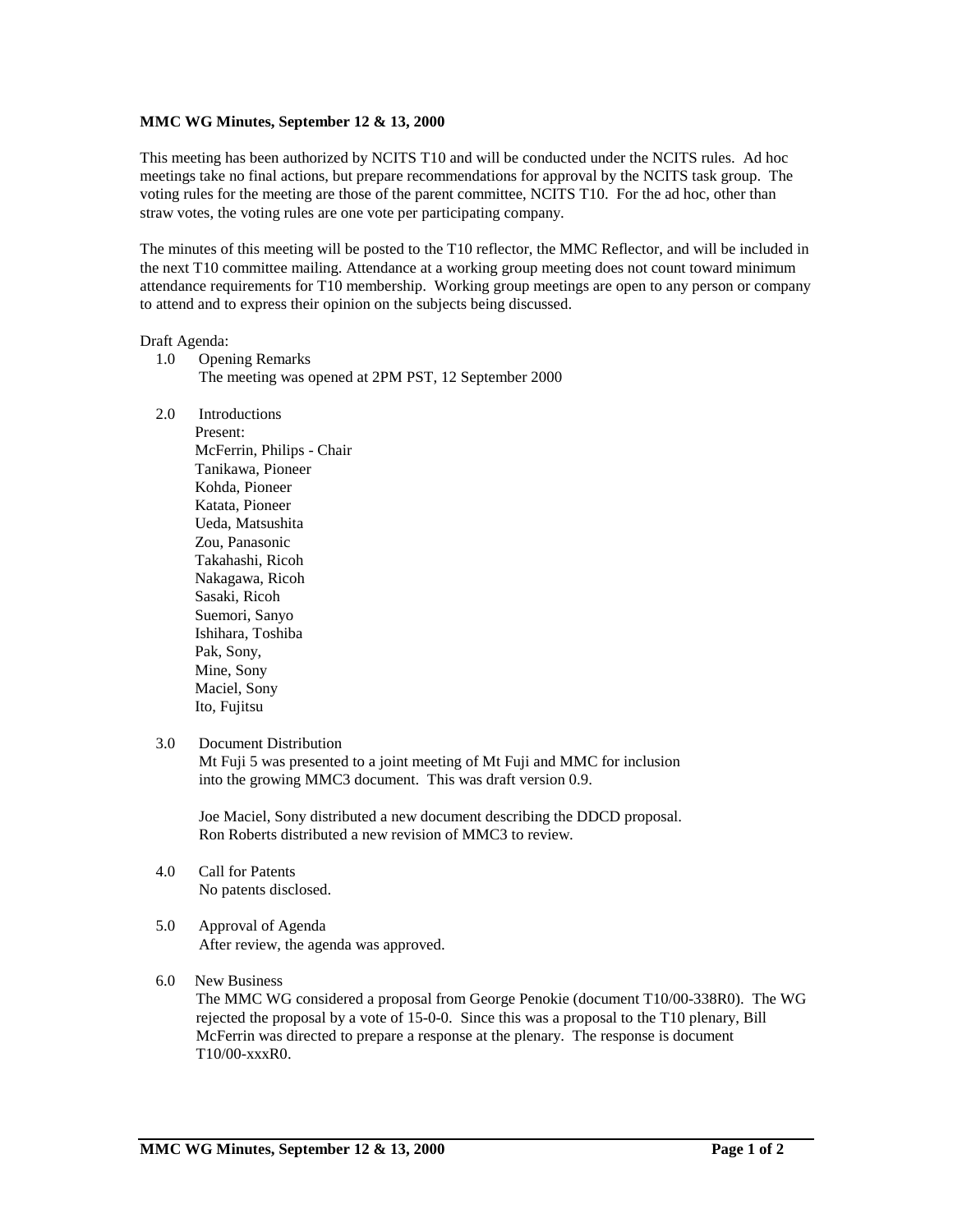**MMC WG Minutes, September 12 & 13, 2000**

This meeting has been authorized by NCITS T10 and will be conducted under the NCITS rules. Ad hoc meetings take no final actions, but prepare recommendations for approval by the NCITS task group. The voting rules for the meeting are those of the parent committee, NCITS T10. For the ad hoc, other than straw votes, the voting rules are one vote per participating company.

The minutes of this meeting will be posted to the T10 reflector, the MMC Reflector, and will be included in the next T10 committee mailing. Attendance at a working group meeting does not count toward minimum attendance requirements for T10 membership. Working group meetings are open to any person or company to attend and to express their opinion on the subjects being discussed.

Draft Agenda:

1.0 Opening Remarks
The meeting was opened at 2PM PST, 12 September 2000

2.0 Introductions
Present:
McFerrin, Philips - Chair
Tanikawa, Pioneer
Kohda, Pioneer
Katata, Pioneer
Ueda, Matsushita
Zou, Panasonic
Takahashi, Ricoh
Nakagawa, Ricoh
Sasaki, Ricoh
Suemori, Sanyo
Ishihara, Toshiba
Pak, Sony,
Mine, Sony
Maciel, Sony
Ito, Fujitsu

3.0 Document Distribution
Mt Fuji 5 was presented to a joint meeting of Mt Fuji and MMC for inclusion into the growing MMC3 document. This was draft version 0.9.

Joe Maciel, Sony distributed a new document describing the DDCD proposal.
Ron Roberts distributed a new revision of MMC3 to review.

4.0 Call for Patents
No patents disclosed.

5.0 Approval of Agenda
After review, the agenda was approved.

6.0 New Business
The MMC WG considered a proposal from George Penokie (document T10/00-338R0). The WG rejected the proposal by a vote of 15-0-0. Since this was a proposal to the T10 plenary, Bill McFerrin was directed to prepare a response at the plenary. The response is document T10/00-xxxR0.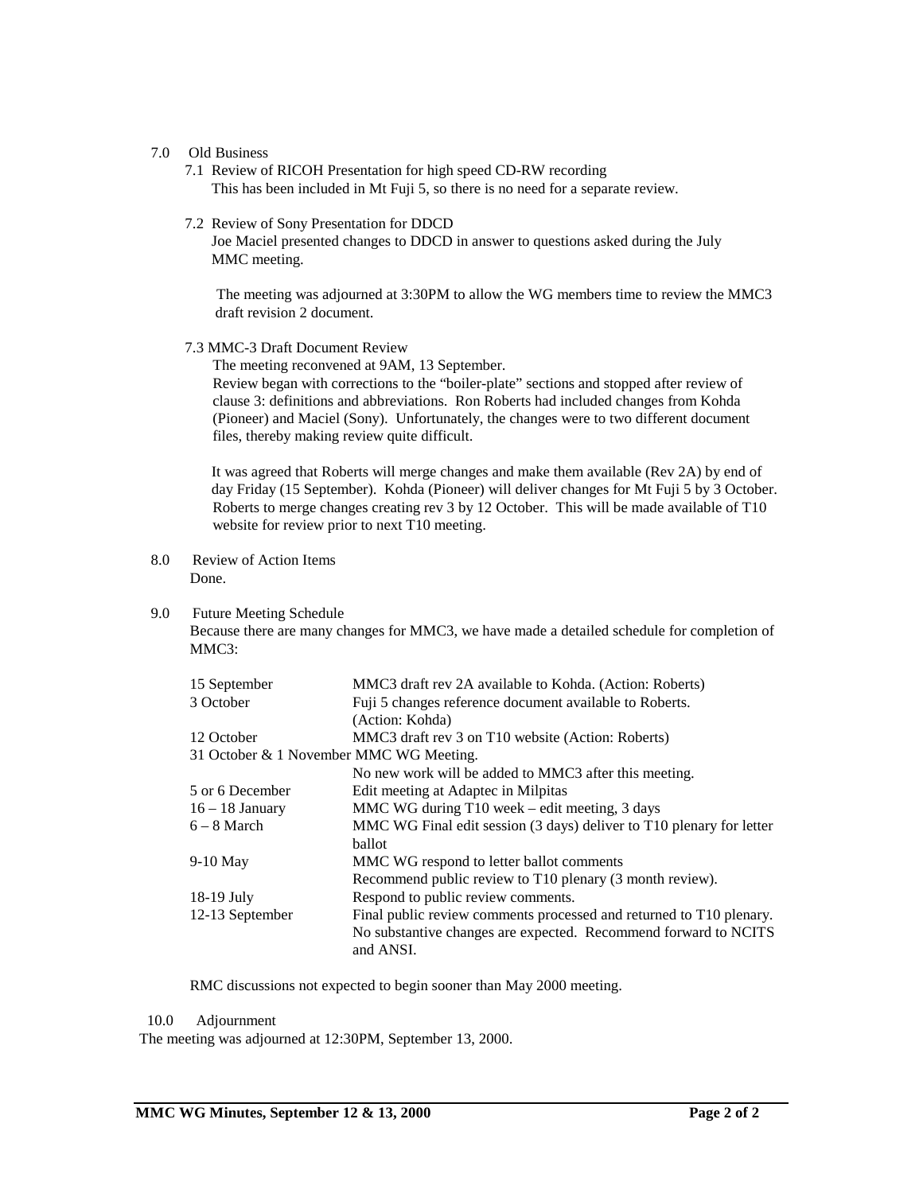7.0 Old Business

7.1 Review of RICOH Presentation for high speed CD-RW recording

This has been included in Mt Fuji 5, so there is no need for a separate review.

7.2 Review of Sony Presentation for DDCD

Joe Maciel presented changes to DDCD in answer to questions asked during the July MMC meeting.

The meeting was adjourned at 3:30PM to allow the WG members time to review the MMC3 draft revision 2 document.

7.3 MMC-3 Draft Document Review

The meeting reconvened at 9AM, 13 September.

Review began with corrections to the "boiler-plate" sections and stopped after review of clause 3: definitions and abbreviations. Ron Roberts had included changes from Kohda (Pioneer) and Maciel (Sony). Unfortunately, the changes were to two different document files, thereby making review quite difficult.

It was agreed that Roberts will merge changes and make them available (Rev 2A) by end of day Friday (15 September). Kohda (Pioneer) will deliver changes for Mt Fuji 5 by 3 October. Roberts to merge changes creating rev 3 by 12 October. This will be made available of T10 website for review prior to next T10 meeting.

8.0 Review of Action Items

Done.

9.0 Future Meeting Schedule

Because there are many changes for MMC3, we have made a detailed schedule for completion of MMC3:

| | |
|---|---|
| 15 September | MMC3 draft rev 2A available to Kohda. (Action: Roberts) |
| 3 October | Fuji 5 changes reference document available to Roberts. (Action: Kohda) |
| 12 October | MMC3 draft rev 3 on T10 website (Action: Roberts) |
| 31 October & 1 November | MMC WG Meeting. No new work will be added to MMC3 after this meeting. |
| 5 or 6 December | Edit meeting at Adaptec in Milpitas |
| 16 – 18 January | MMC WG during T10 week – edit meeting, 3 days |
| 6 – 8 March | MMC WG Final edit session (3 days) deliver to T10 plenary for letter ballot |
| 9-10 May | MMC WG respond to letter ballot comments. Recommend public review to T10 plenary (3 month review). |
| 18-19 July | Respond to public review comments. |
| 12-13 September | Final public review comments processed and returned to T10 plenary. No substantive changes are expected. Recommend forward to NCITS and ANSI. |

RMC discussions not expected to begin sooner than May 2000 meeting.

10.0 Adjournment

The meeting was adjourned at 12:30PM, September 13, 2000.